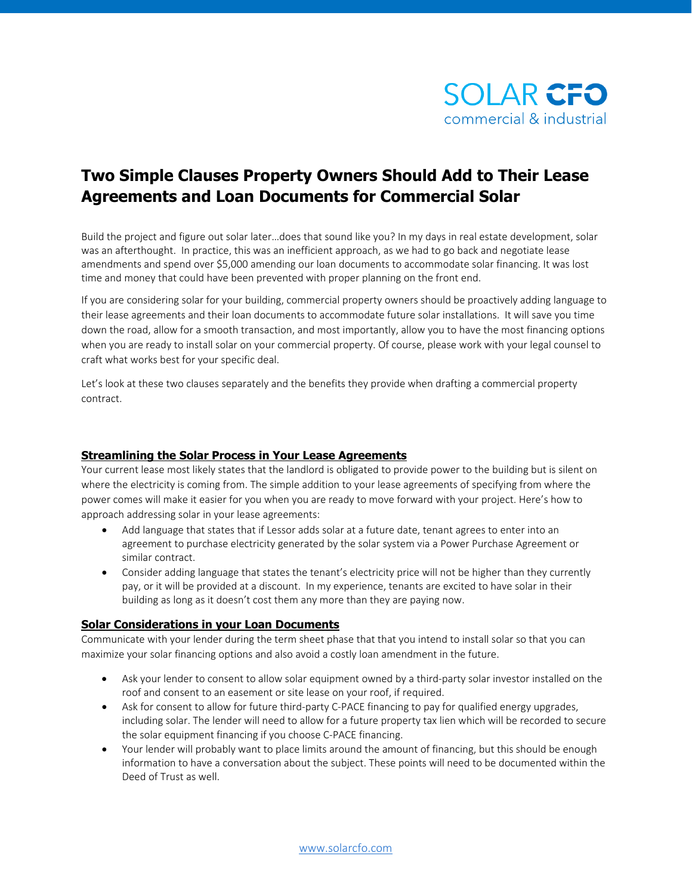SOLAR CFO
commercial & industrial

# Two Simple Clauses Property Owners Should Add to Their Lease Agreements and Loan Documents for Commercial Solar

Build the project and figure out solar later…does that sound like you? In my days in real estate development, solar was an afterthought. In practice, this was an inefficient approach, as we had to go back and negotiate lease amendments and spend over $5,000 amending our loan documents to accommodate solar financing. It was lost time and money that could have been prevented with proper planning on the front end.

If you are considering solar for your building, commercial property owners should be proactively adding language to their lease agreements and their loan documents to accommodate future solar installations. It will save you time down the road, allow for a smooth transaction, and most importantly, allow you to have the most financing options when you are ready to install solar on your commercial property. Of course, please work with your legal counsel to craft what works best for your specific deal.

Let's look at these two clauses separately and the benefits they provide when drafting a commercial property contract.

## Streamlining the Solar Process in Your Lease Agreements

Your current lease most likely states that the landlord is obligated to provide power to the building but is silent on where the electricity is coming from. The simple addition to your lease agreements of specifying from where the power comes will make it easier for you when you are ready to move forward with your project. Here's how to approach addressing solar in your lease agreements:

- Add language that states that if Lessor adds solar at a future date, tenant agrees to enter into an agreement to purchase electricity generated by the solar system via a Power Purchase Agreement or similar contract.
- Consider adding language that states the tenant's electricity price will not be higher than they currently pay, or it will be provided at a discount. In my experience, tenants are excited to have solar in their building as long as it doesn't cost them any more than they are paying now.

## Solar Considerations in your Loan Documents

Communicate with your lender during the term sheet phase that that you intend to install solar so that you can maximize your solar financing options and also avoid a costly loan amendment in the future.

- Ask your lender to consent to allow solar equipment owned by a third-party solar investor installed on the roof and consent to an easement or site lease on your roof, if required.
- Ask for consent to allow for future third-party C-PACE financing to pay for qualified energy upgrades, including solar. The lender will need to allow for a future property tax lien which will be recorded to secure the solar equipment financing if you choose C-PACE financing.
- Your lender will probably want to place limits around the amount of financing, but this should be enough information to have a conversation about the subject. These points will need to be documented within the Deed of Trust as well.

www.solarcfo.com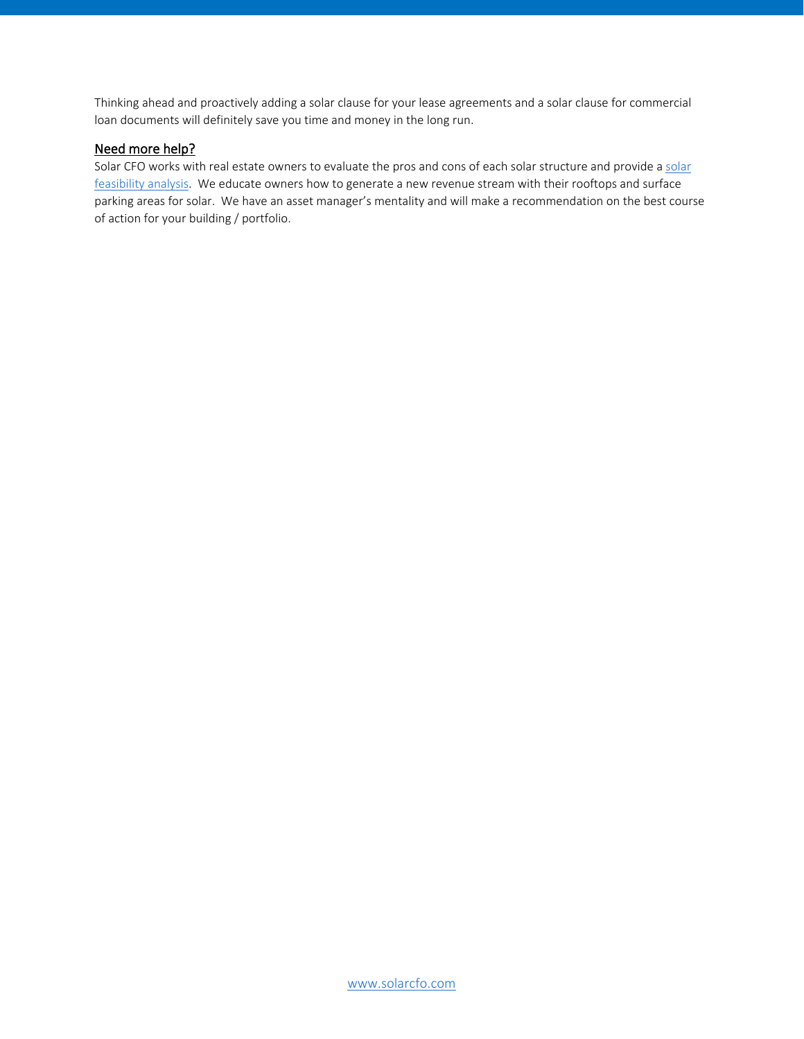Thinking ahead and proactively adding a solar clause for your lease agreements and a solar clause for commercial loan documents will definitely save you time and money in the long run.

## Need more help?

Solar CFO works with real estate owners to evaluate the pros and cons of each solar structure and provide a solar feasibility analysis. We educate owners how to generate a new revenue stream with their rooftops and surface parking areas for solar. We have an asset manager's mentality and will make a recommendation on the best course of action for your building / portfolio.

www.solarcfo.com